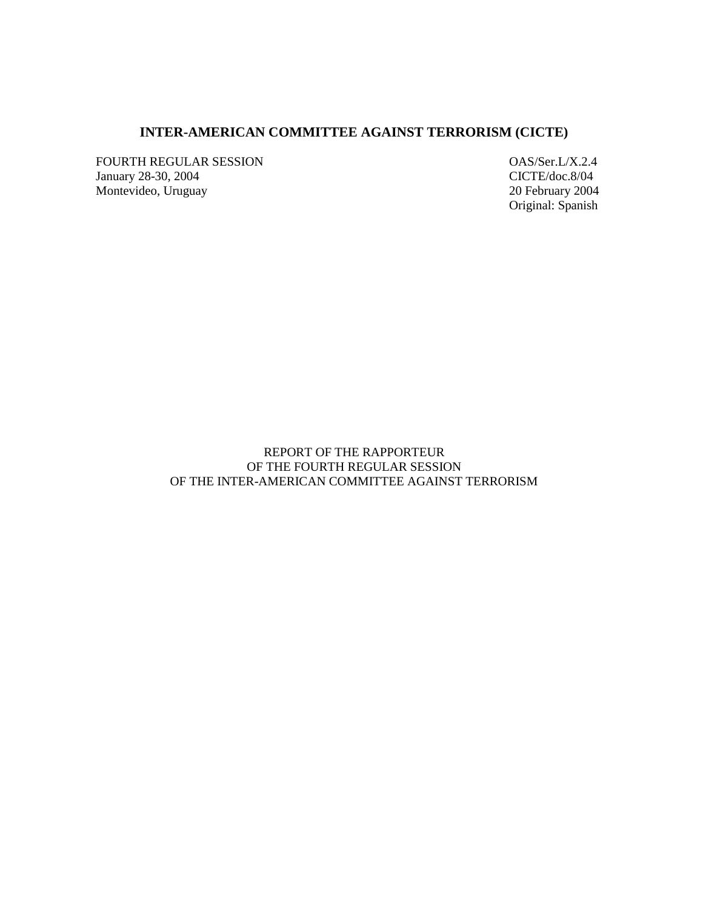# INTER-AMERICAN COMMITTEE AGAINST TERRORISM (CICTE)

FOURTH REGULAR SESSION
January 28-30, 2004
Montevideo, Uruguay

OAS/Ser.L/X.2.4
CICTE/doc.8/04
20 February 2004
Original: Spanish

REPORT OF THE RAPPORTEUR
OF THE FOURTH REGULAR SESSION
OF THE INTER-AMERICAN COMMITTEE AGAINST TERRORISM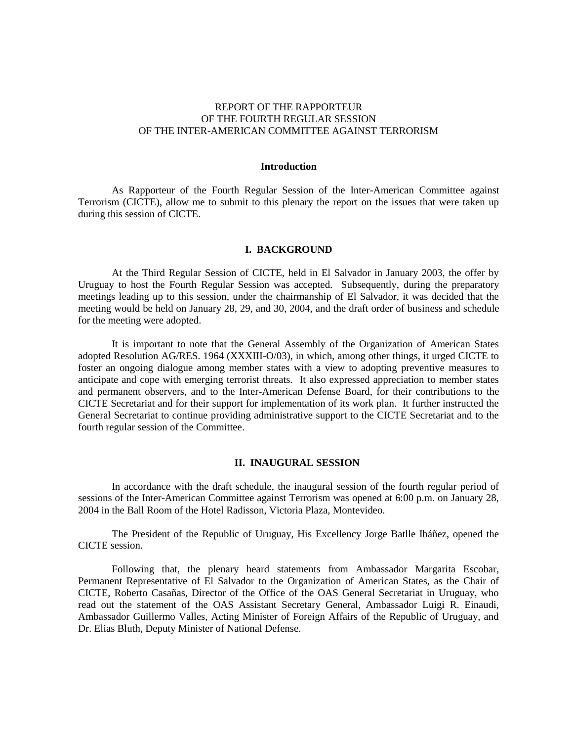# REPORT OF THE RAPPORTEUR
# OF THE FOURTH REGULAR SESSION
# OF THE INTER-AMERICAN COMMITTEE AGAINST TERRORISM

## Introduction

As Rapporteur of the Fourth Regular Session of the Inter-American Committee against Terrorism (CICTE), allow me to submit to this plenary the report on the issues that were taken up during this session of CICTE.

## I. BACKGROUND

At the Third Regular Session of CICTE, held in El Salvador in January 2003, the offer by Uruguay to host the Fourth Regular Session was accepted. Subsequently, during the preparatory meetings leading up to this session, under the chairmanship of El Salvador, it was decided that the meeting would be held on January 28, 29, and 30, 2004, and the draft order of business and schedule for the meeting were adopted.

It is important to note that the General Assembly of the Organization of American States adopted Resolution AG/RES. 1964 (XXXIII-O/03), in which, among other things, it urged CICTE to foster an ongoing dialogue among member states with a view to adopting preventive measures to anticipate and cope with emerging terrorist threats. It also expressed appreciation to member states and permanent observers, and to the Inter-American Defense Board, for their contributions to the CICTE Secretariat and for their support for implementation of its work plan. It further instructed the General Secretariat to continue providing administrative support to the CICTE Secretariat and to the fourth regular session of the Committee.

## II. INAUGURAL SESSION

In accordance with the draft schedule, the inaugural session of the fourth regular period of sessions of the Inter-American Committee against Terrorism was opened at 6:00 p.m. on January 28, 2004 in the Ball Room of the Hotel Radisson, Victoria Plaza, Montevideo.

The President of the Republic of Uruguay, His Excellency Jorge Batlle Ibáñez, opened the CICTE session.

Following that, the plenary heard statements from Ambassador Margarita Escobar, Permanent Representative of El Salvador to the Organization of American States, as the Chair of CICTE, Roberto Casañas, Director of the Office of the OAS General Secretariat in Uruguay, who read out the statement of the OAS Assistant Secretary General, Ambassador Luigi R. Einaudi, Ambassador Guillermo Valles, Acting Minister of Foreign Affairs of the Republic of Uruguay, and Dr. Elias Bluth, Deputy Minister of National Defense.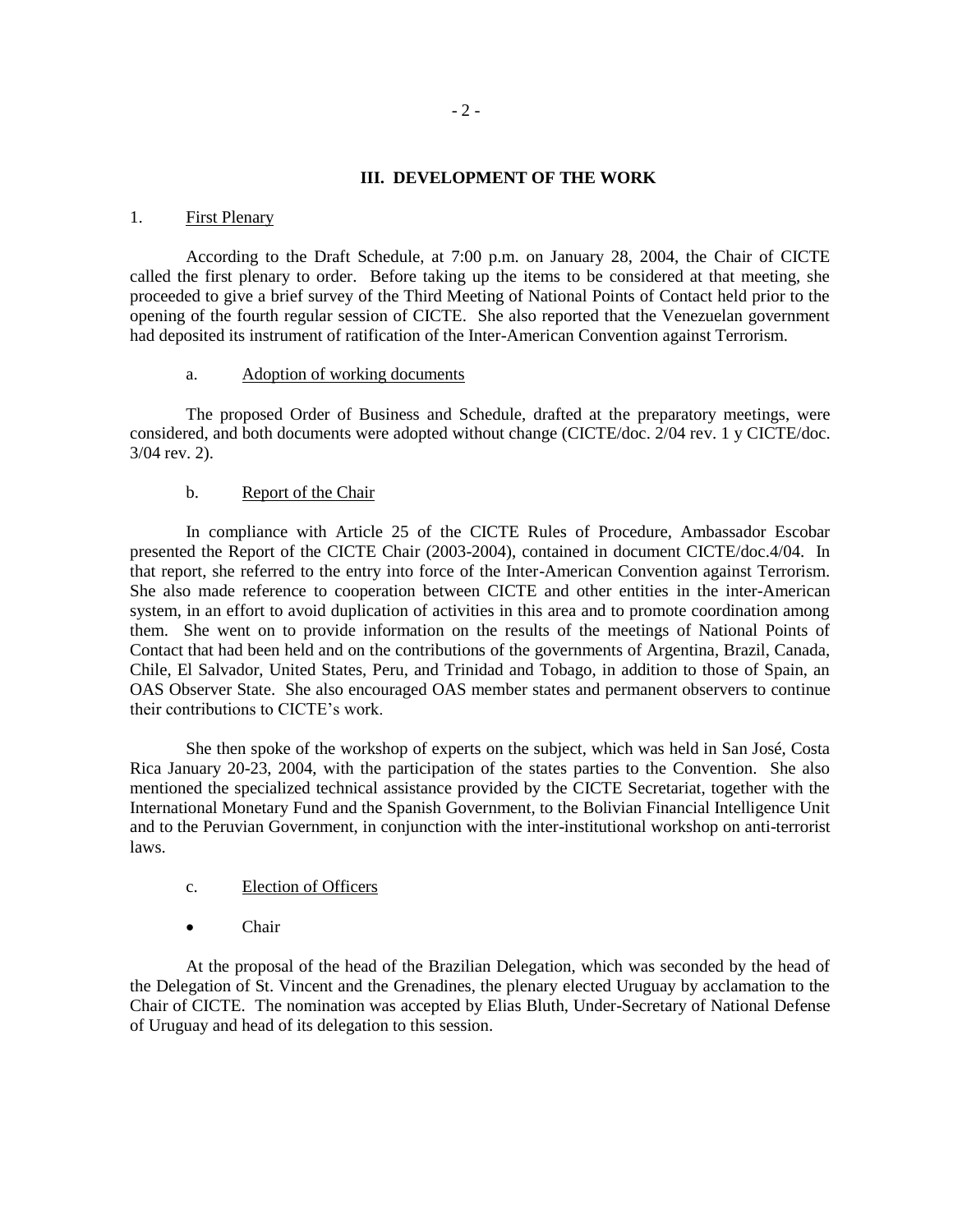## III. DEVELOPMENT OF THE WORK

### 1. First Plenary

According to the Draft Schedule, at 7:00 p.m. on January 28, 2004, the Chair of CICTE called the first plenary to order. Before taking up the items to be considered at that meeting, she proceeded to give a brief survey of the Third Meeting of National Points of Contact held prior to the opening of the fourth regular session of CICTE. She also reported that the Venezuelan government had deposited its instrument of ratification of the Inter-American Convention against Terrorism.

#### a. Adoption of working documents

The proposed Order of Business and Schedule, drafted at the preparatory meetings, were considered, and both documents were adopted without change (CICTE/doc. 2/04 rev. 1 y CICTE/doc. 3/04 rev. 2).

#### b. Report of the Chair

In compliance with Article 25 of the CICTE Rules of Procedure, Ambassador Escobar presented the Report of the CICTE Chair (2003-2004), contained in document CICTE/doc.4/04. In that report, she referred to the entry into force of the Inter-American Convention against Terrorism. She also made reference to cooperation between CICTE and other entities in the inter-American system, in an effort to avoid duplication of activities in this area and to promote coordination among them. She went on to provide information on the results of the meetings of National Points of Contact that had been held and on the contributions of the governments of Argentina, Brazil, Canada, Chile, El Salvador, United States, Peru, and Trinidad and Tobago, in addition to those of Spain, an OAS Observer State. She also encouraged OAS member states and permanent observers to continue their contributions to CICTE's work.

She then spoke of the workshop of experts on the subject, which was held in San José, Costa Rica January 20-23, 2004, with the participation of the states parties to the Convention. She also mentioned the specialized technical assistance provided by the CICTE Secretariat, together with the International Monetary Fund and the Spanish Government, to the Bolivian Financial Intelligence Unit and to the Peruvian Government, in conjunction with the inter-institutional workshop on anti-terrorist laws.

#### c. Election of Officers

- Chair

At the proposal of the head of the Brazilian Delegation, which was seconded by the head of the Delegation of St. Vincent and the Grenadines, the plenary elected Uruguay by acclamation to the Chair of CICTE. The nomination was accepted by Elias Bluth, Under-Secretary of National Defense of Uruguay and head of its delegation to this session.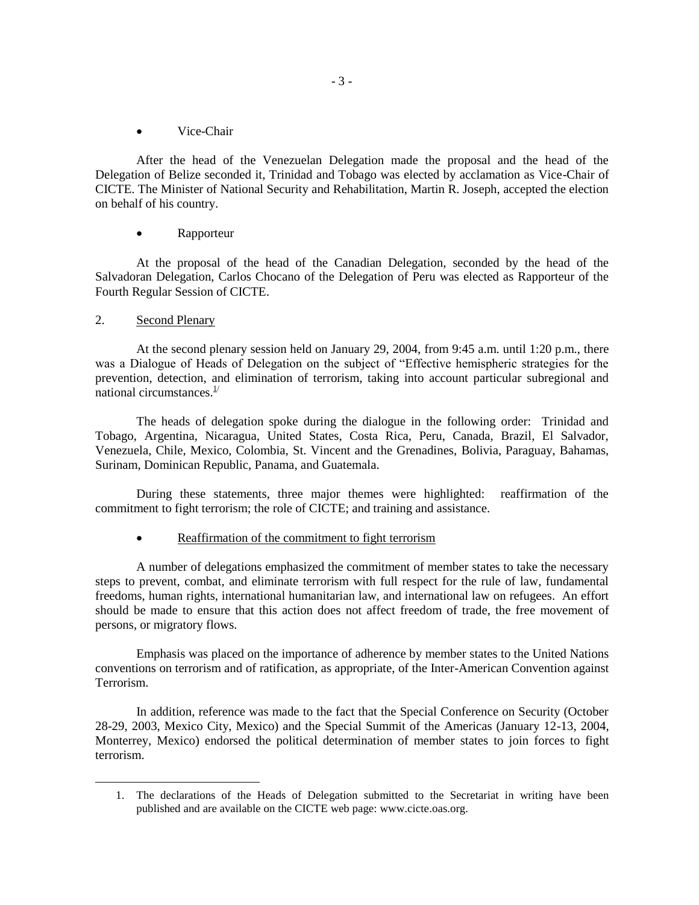- Vice-Chair

After the head of the Venezuelan Delegation made the proposal and the head of the Delegation of Belize seconded it, Trinidad and Tobago was elected by acclamation as Vice-Chair of CICTE. The Minister of National Security and Rehabilitation, Martin R. Joseph, accepted the election on behalf of his country.

- Rapporteur

At the proposal of the head of the Canadian Delegation, seconded by the head of the Salvadoran Delegation, Carlos Chocano of the Delegation of Peru was elected as Rapporteur of the Fourth Regular Session of CICTE.

2. Second Plenary

At the second plenary session held on January 29, 2004, from 9:45 a.m. until 1:20 p.m., there was a Dialogue of Heads of Delegation on the subject of "Effective hemispheric strategies for the prevention, detection, and elimination of terrorism, taking into account particular subregional and national circumstances.[1]

The heads of delegation spoke during the dialogue in the following order: Trinidad and Tobago, Argentina, Nicaragua, United States, Costa Rica, Peru, Canada, Brazil, El Salvador, Venezuela, Chile, Mexico, Colombia, St. Vincent and the Grenadines, Bolivia, Paraguay, Bahamas, Surinam, Dominican Republic, Panama, and Guatemala.

During these statements, three major themes were highlighted: reaffirmation of the commitment to fight terrorism; the role of CICTE; and training and assistance.

- Reaffirmation of the commitment to fight terrorism

A number of delegations emphasized the commitment of member states to take the necessary steps to prevent, combat, and eliminate terrorism with full respect for the rule of law, fundamental freedoms, human rights, international humanitarian law, and international law on refugees. An effort should be made to ensure that this action does not affect freedom of trade, the free movement of persons, or migratory flows.

Emphasis was placed on the importance of adherence by member states to the United Nations conventions on terrorism and of ratification, as appropriate, of the Inter-American Convention against Terrorism.

In addition, reference was made to the fact that the Special Conference on Security (October 28-29, 2003, Mexico City, Mexico) and the Special Summit of the Americas (January 12-13, 2004, Monterrey, Mexico) endorsed the political determination of member states to join forces to fight terrorism.

---

1. The declarations of the Heads of Delegation submitted to the Secretariat in writing have been published and are available on the CICTE web page: www.cicte.oas.org.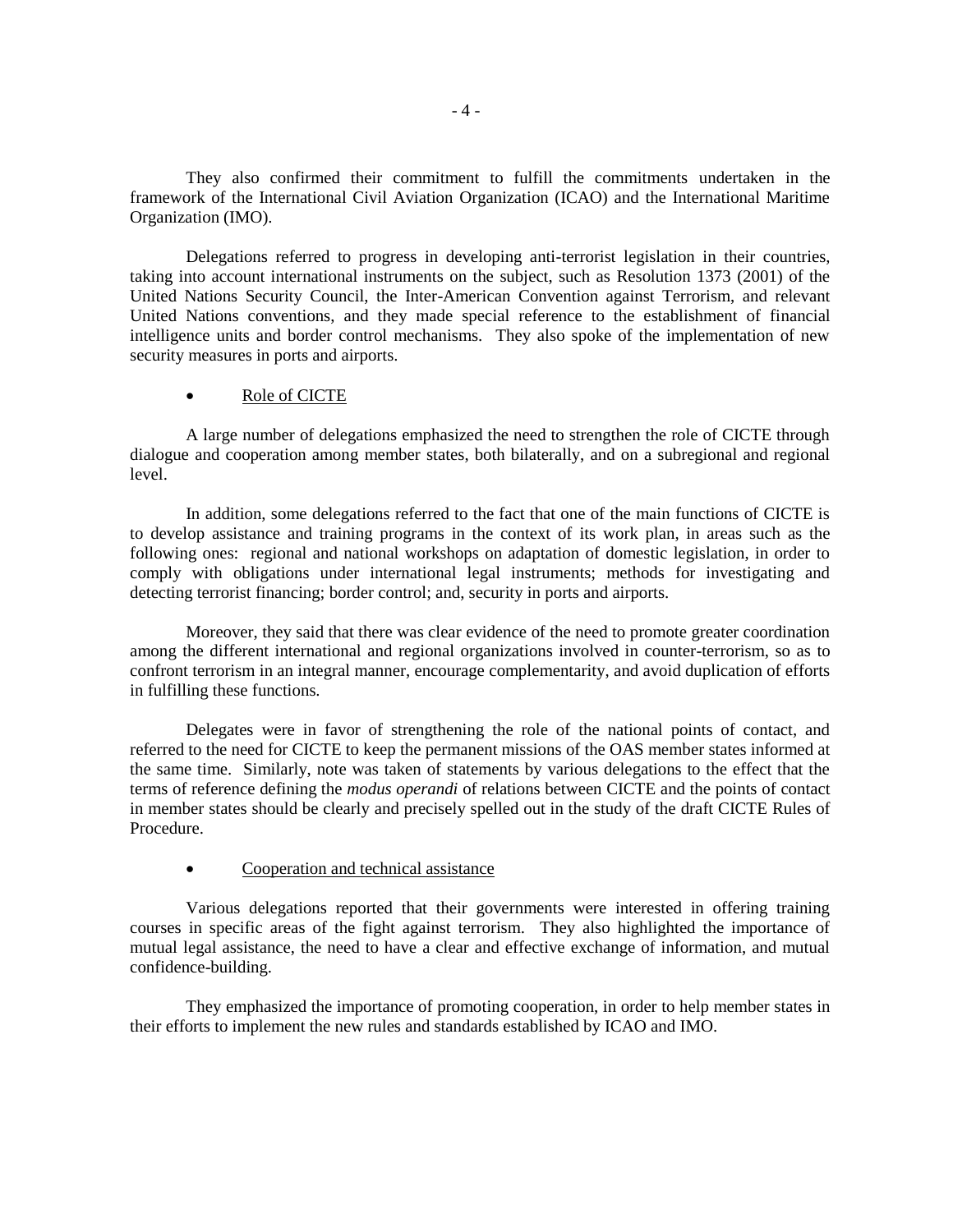They also confirmed their commitment to fulfill the commitments undertaken in the framework of the International Civil Aviation Organization (ICAO) and the International Maritime Organization (IMO).

Delegations referred to progress in developing anti-terrorist legislation in their countries, taking into account international instruments on the subject, such as Resolution 1373 (2001) of the United Nations Security Council, the Inter-American Convention against Terrorism, and relevant United Nations conventions, and they made special reference to the establishment of financial intelligence units and border control mechanisms. They also spoke of the implementation of new security measures in ports and airports.

- Role of CICTE

A large number of delegations emphasized the need to strengthen the role of CICTE through dialogue and cooperation among member states, both bilaterally, and on a subregional and regional level.

In addition, some delegations referred to the fact that one of the main functions of CICTE is to develop assistance and training programs in the context of its work plan, in areas such as the following ones: regional and national workshops on adaptation of domestic legislation, in order to comply with obligations under international legal instruments; methods for investigating and detecting terrorist financing; border control; and, security in ports and airports.

Moreover, they said that there was clear evidence of the need to promote greater coordination among the different international and regional organizations involved in counter-terrorism, so as to confront terrorism in an integral manner, encourage complementarity, and avoid duplication of efforts in fulfilling these functions.

Delegates were in favor of strengthening the role of the national points of contact, and referred to the need for CICTE to keep the permanent missions of the OAS member states informed at the same time. Similarly, note was taken of statements by various delegations to the effect that the terms of reference defining the *modus operandi* of relations between CICTE and the points of contact in member states should be clearly and precisely spelled out in the study of the draft CICTE Rules of Procedure.

- Cooperation and technical assistance

Various delegations reported that their governments were interested in offering training courses in specific areas of the fight against terrorism. They also highlighted the importance of mutual legal assistance, the need to have a clear and effective exchange of information, and mutual confidence-building.

They emphasized the importance of promoting cooperation, in order to help member states in their efforts to implement the new rules and standards established by ICAO and IMO.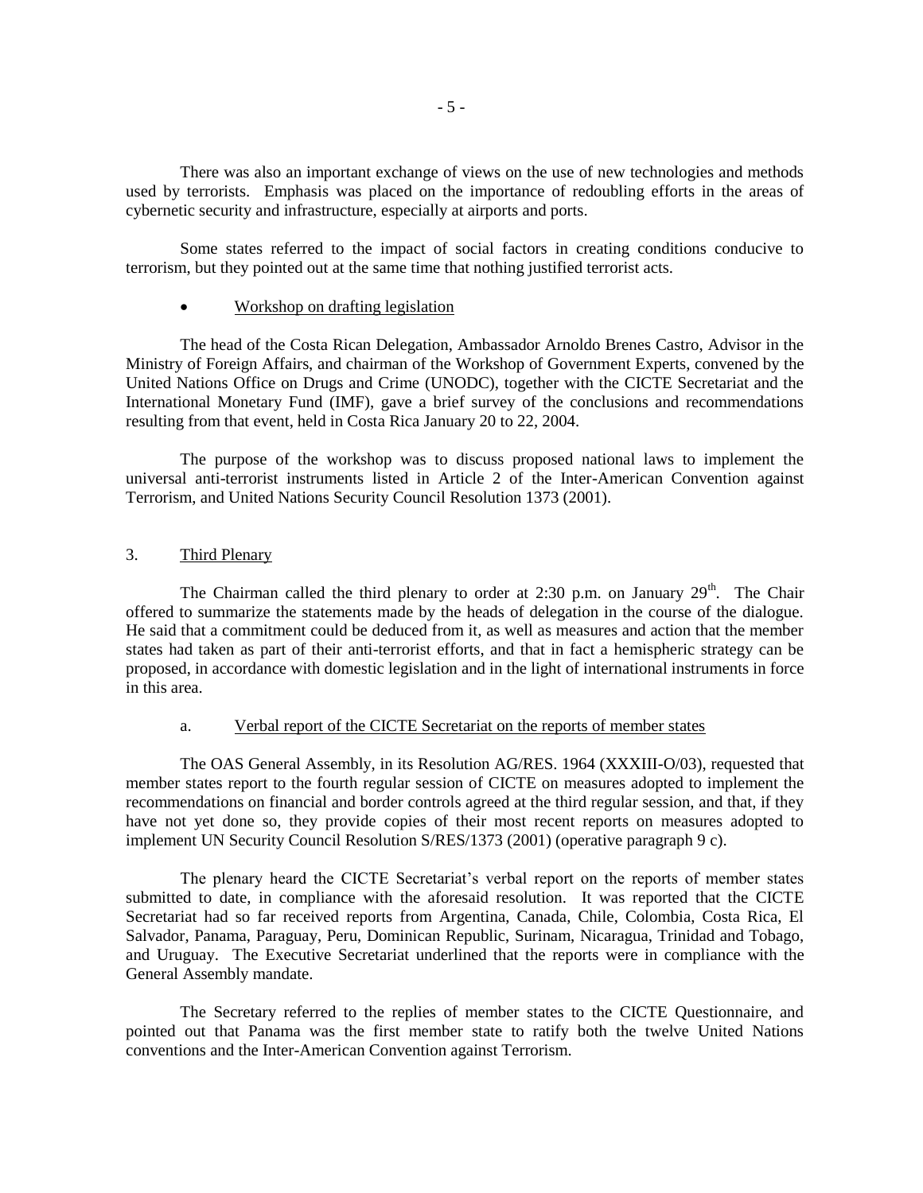There was also an important exchange of views on the use of new technologies and methods used by terrorists. Emphasis was placed on the importance of redoubling efforts in the areas of cybernetic security and infrastructure, especially at airports and ports.

Some states referred to the impact of social factors in creating conditions conducive to terrorism, but they pointed out at the same time that nothing justified terrorist acts.

- Workshop on drafting legislation

The head of the Costa Rican Delegation, Ambassador Arnoldo Brenes Castro, Advisor in the Ministry of Foreign Affairs, and chairman of the Workshop of Government Experts, convened by the United Nations Office on Drugs and Crime (UNODC), together with the CICTE Secretariat and the International Monetary Fund (IMF), gave a brief survey of the conclusions and recommendations resulting from that event, held in Costa Rica January 20 to 22, 2004.

The purpose of the workshop was to discuss proposed national laws to implement the universal anti-terrorist instruments listed in Article 2 of the Inter-American Convention against Terrorism, and United Nations Security Council Resolution 1373 (2001).

## 3. Third Plenary

The Chairman called the third plenary to order at 2:30 p.m. on January 29th. The Chair offered to summarize the statements made by the heads of delegation in the course of the dialogue. He said that a commitment could be deduced from it, as well as measures and action that the member states had taken as part of their anti-terrorist efforts, and that in fact a hemispheric strategy can be proposed, in accordance with domestic legislation and in the light of international instruments in force in this area.

### a. Verbal report of the CICTE Secretariat on the reports of member states

The OAS General Assembly, in its Resolution AG/RES. 1964 (XXXIII-O/03), requested that member states report to the fourth regular session of CICTE on measures adopted to implement the recommendations on financial and border controls agreed at the third regular session, and that, if they have not yet done so, they provide copies of their most recent reports on measures adopted to implement UN Security Council Resolution S/RES/1373 (2001) (operative paragraph 9 c).

The plenary heard the CICTE Secretariat's verbal report on the reports of member states submitted to date, in compliance with the aforesaid resolution. It was reported that the CICTE Secretariat had so far received reports from Argentina, Canada, Chile, Colombia, Costa Rica, El Salvador, Panama, Paraguay, Peru, Dominican Republic, Surinam, Nicaragua, Trinidad and Tobago, and Uruguay. The Executive Secretariat underlined that the reports were in compliance with the General Assembly mandate.

The Secretary referred to the replies of member states to the CICTE Questionnaire, and pointed out that Panama was the first member state to ratify both the twelve United Nations conventions and the Inter-American Convention against Terrorism.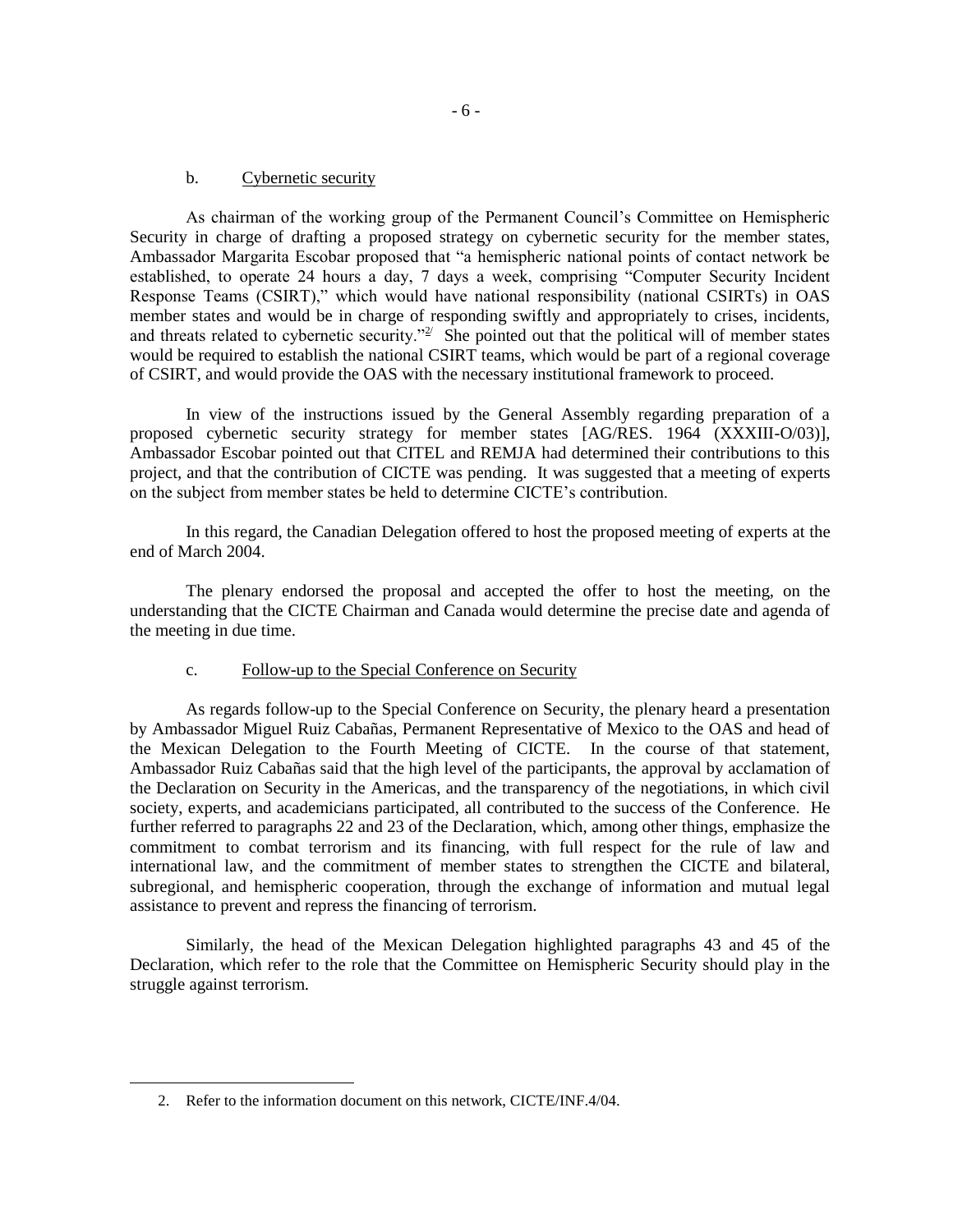b. Cybernetic security

As chairman of the working group of the Permanent Council's Committee on Hemispheric Security in charge of drafting a proposed strategy on cybernetic security for the member states, Ambassador Margarita Escobar proposed that "a hemispheric national points of contact network be established, to operate 24 hours a day, 7 days a week, comprising "Computer Security Incident Response Teams (CSIRT)," which would have national responsibility (national CSIRTs) in OAS member states and would be in charge of responding swiftly and appropriately to crises, incidents, and threats related to cybernetic security."[2] She pointed out that the political will of member states would be required to establish the national CSIRT teams, which would be part of a regional coverage of CSIRT, and would provide the OAS with the necessary institutional framework to proceed.

In view of the instructions issued by the General Assembly regarding preparation of a proposed cybernetic security strategy for member states [AG/RES. 1964 (XXXIII-O/03)], Ambassador Escobar pointed out that CITEL and REMJA had determined their contributions to this project, and that the contribution of CICTE was pending. It was suggested that a meeting of experts on the subject from member states be held to determine CICTE's contribution.

In this regard, the Canadian Delegation offered to host the proposed meeting of experts at the end of March 2004.

The plenary endorsed the proposal and accepted the offer to host the meeting, on the understanding that the CICTE Chairman and Canada would determine the precise date and agenda of the meeting in due time.

c. Follow-up to the Special Conference on Security

As regards follow-up to the Special Conference on Security, the plenary heard a presentation by Ambassador Miguel Ruiz Cabañas, Permanent Representative of Mexico to the OAS and head of the Mexican Delegation to the Fourth Meeting of CICTE. In the course of that statement, Ambassador Ruiz Cabañas said that the high level of the participants, the approval by acclamation of the Declaration on Security in the Americas, and the transparency of the negotiations, in which civil society, experts, and academicians participated, all contributed to the success of the Conference. He further referred to paragraphs 22 and 23 of the Declaration, which, among other things, emphasize the commitment to combat terrorism and its financing, with full respect for the rule of law and international law, and the commitment of member states to strengthen the CICTE and bilateral, subregional, and hemispheric cooperation, through the exchange of information and mutual legal assistance to prevent and repress the financing of terrorism.

Similarly, the head of the Mexican Delegation highlighted paragraphs 43 and 45 of the Declaration, which refer to the role that the Committee on Hemispheric Security should play in the struggle against terrorism.

2. Refer to the information document on this network, CICTE/INF.4/04.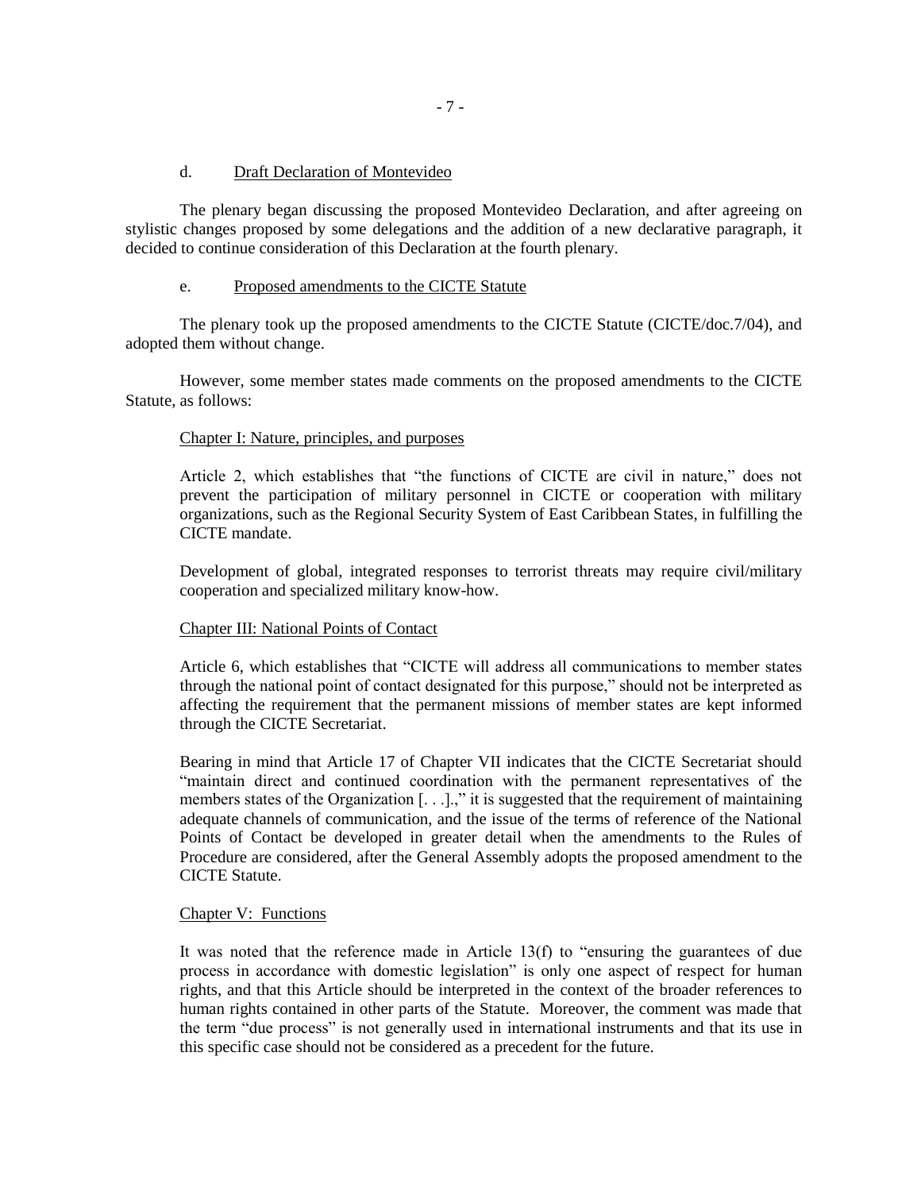d. Draft Declaration of Montevideo

The plenary began discussing the proposed Montevideo Declaration, and after agreeing on stylistic changes proposed by some delegations and the addition of a new declarative paragraph, it decided to continue consideration of this Declaration at the fourth plenary.

e. Proposed amendments to the CICTE Statute

The plenary took up the proposed amendments to the CICTE Statute (CICTE/doc.7/04), and adopted them without change.

However, some member states made comments on the proposed amendments to the CICTE Statute, as follows:

Chapter I: Nature, principles, and purposes

> Article 2, which establishes that "the functions of CICTE are civil in nature," does not prevent the participation of military personnel in CICTE or cooperation with military organizations, such as the Regional Security System of East Caribbean States, in fulfilling the CICTE mandate.
>
> Development of global, integrated responses to terrorist threats may require civil/military cooperation and specialized military know-how.

Chapter III: National Points of Contact

> Article 6, which establishes that "CICTE will address all communications to member states through the national point of contact designated for this purpose," should not be interpreted as affecting the requirement that the permanent missions of member states are kept informed through the CICTE Secretariat.
>
> Bearing in mind that Article 17 of Chapter VII indicates that the CICTE Secretariat should "maintain direct and continued coordination with the permanent representatives of the members states of the Organization [. . .].," it is suggested that the requirement of maintaining adequate channels of communication, and the issue of the terms of reference of the National Points of Contact be developed in greater detail when the amendments to the Rules of Procedure are considered, after the General Assembly adopts the proposed amendment to the CICTE Statute.

Chapter V: Functions

> It was noted that the reference made in Article 13(f) to "ensuring the guarantees of due process in accordance with domestic legislation" is only one aspect of respect for human rights, and that this Article should be interpreted in the context of the broader references to human rights contained in other parts of the Statute. Moreover, the comment was made that the term "due process" is not generally used in international instruments and that its use in this specific case should not be considered as a precedent for the future.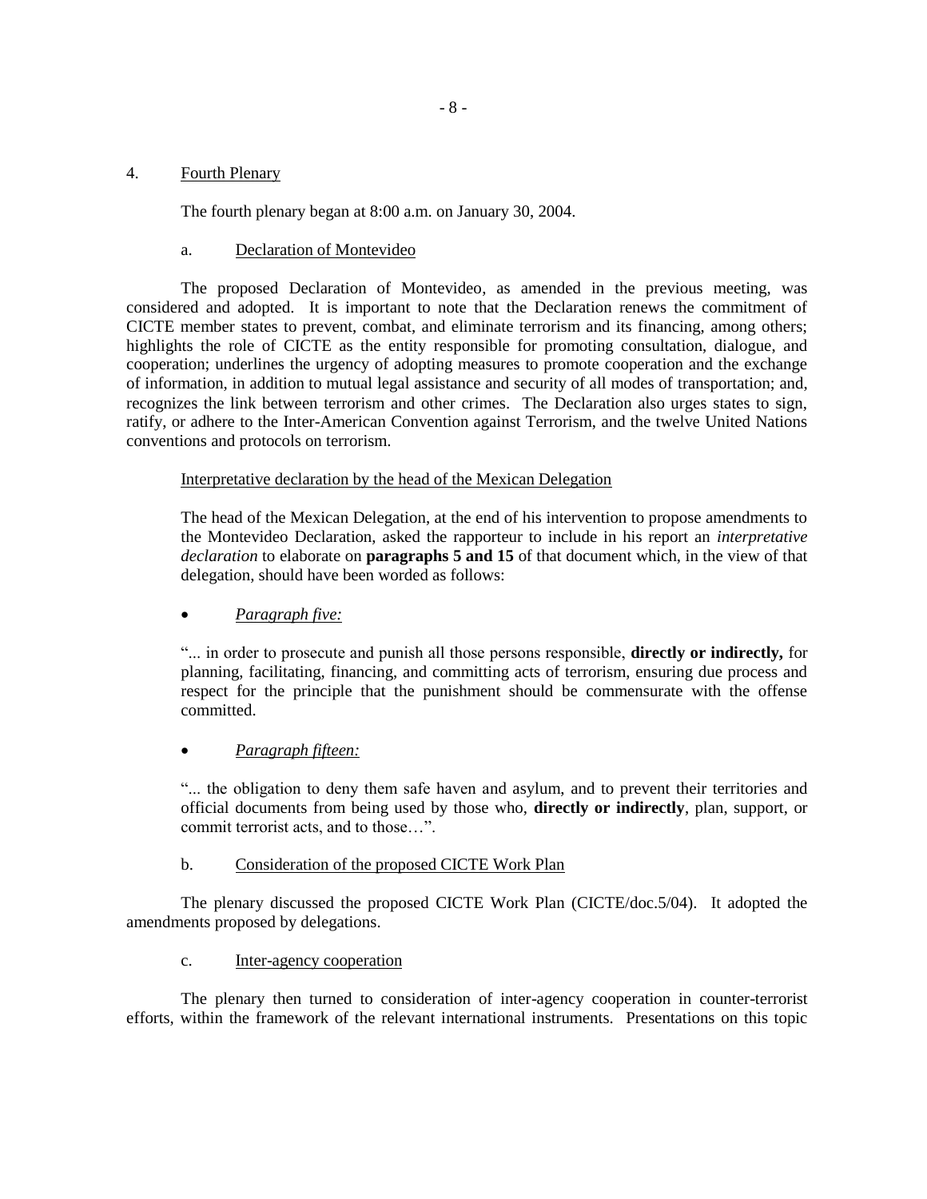4. Fourth Plenary

The fourth plenary began at 8:00 a.m. on January 30, 2004.

a. Declaration of Montevideo

The proposed Declaration of Montevideo, as amended in the previous meeting, was considered and adopted. It is important to note that the Declaration renews the commitment of CICTE member states to prevent, combat, and eliminate terrorism and its financing, among others; highlights the role of CICTE as the entity responsible for promoting consultation, dialogue, and cooperation; underlines the urgency of adopting measures to promote cooperation and the exchange of information, in addition to mutual legal assistance and security of all modes of transportation; and, recognizes the link between terrorism and other crimes. The Declaration also urges states to sign, ratify, or adhere to the Inter-American Convention against Terrorism, and the twelve United Nations conventions and protocols on terrorism.

Interpretative declaration by the head of the Mexican Delegation

The head of the Mexican Delegation, at the end of his intervention to propose amendments to the Montevideo Declaration, asked the rapporteur to include in his report an *interpretative declaration* to elaborate on **paragraphs 5 and 15** of that document which, in the view of that delegation, should have been worded as follows:

- *Paragraph five:*

"... in order to prosecute and punish all those persons responsible, **directly or indirectly,** for planning, facilitating, financing, and committing acts of terrorism, ensuring due process and respect for the principle that the punishment should be commensurate with the offense committed.

- *Paragraph fifteen:*

"... the obligation to deny them safe haven and asylum, and to prevent their territories and official documents from being used by those who, **directly or indirectly**, plan, support, or commit terrorist acts, and to those…".

b. Consideration of the proposed CICTE Work Plan

The plenary discussed the proposed CICTE Work Plan (CICTE/doc.5/04). It adopted the amendments proposed by delegations.

c. Inter-agency cooperation

The plenary then turned to consideration of inter-agency cooperation in counter-terrorist efforts, within the framework of the relevant international instruments. Presentations on this topic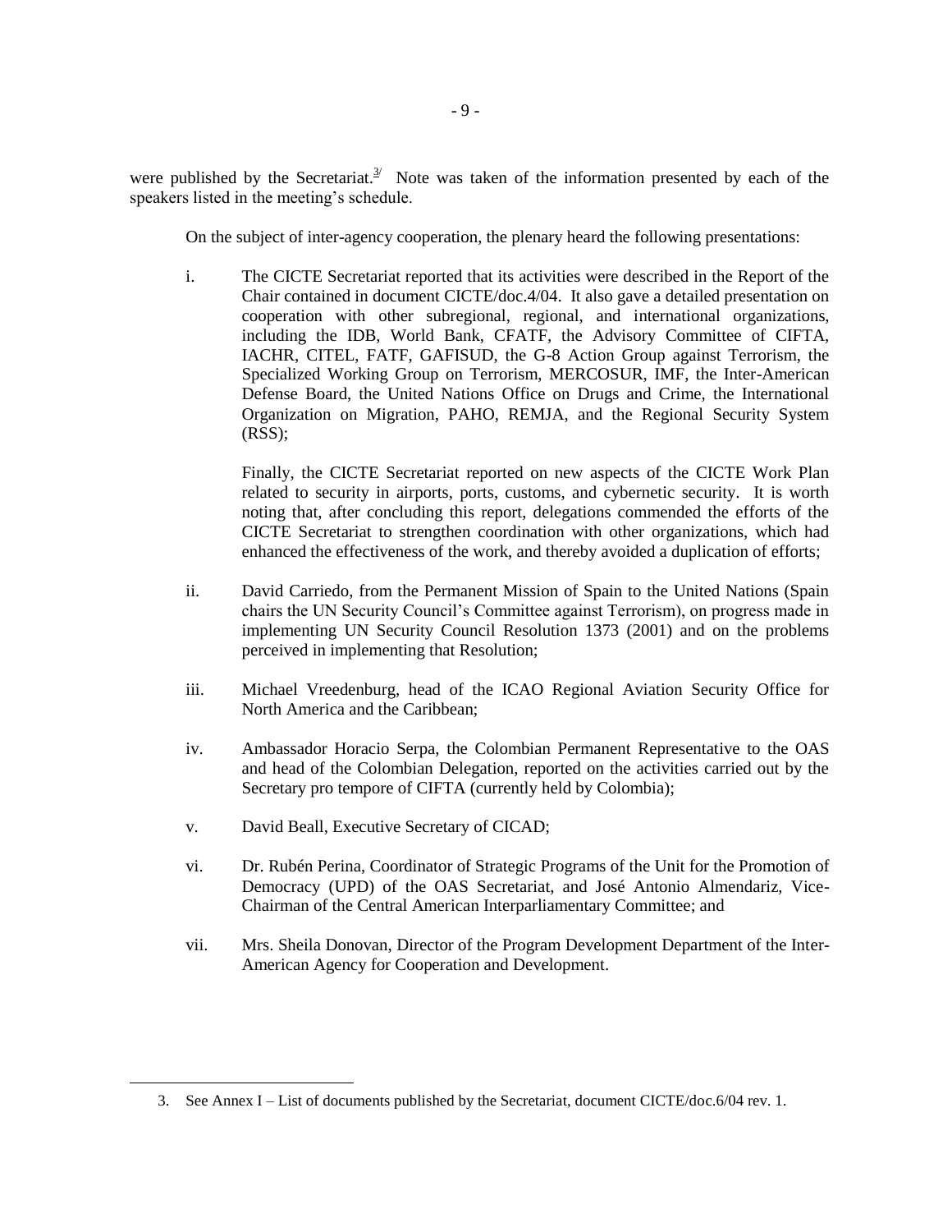were published by the Secretariat.[3] Note was taken of the information presented by each of the speakers listed in the meeting's schedule.

On the subject of inter-agency cooperation, the plenary heard the following presentations:

i. The CICTE Secretariat reported that its activities were described in the Report of the Chair contained in document CICTE/doc.4/04. It also gave a detailed presentation on cooperation with other subregional, regional, and international organizations, including the IDB, World Bank, CFATF, the Advisory Committee of CIFTA, IACHR, CITEL, FATF, GAFISUD, the G-8 Action Group against Terrorism, the Specialized Working Group on Terrorism, MERCOSUR, IMF, the Inter-American Defense Board, the United Nations Office on Drugs and Crime, the International Organization on Migration, PAHO, REMJA, and the Regional Security System (RSS);

   Finally, the CICTE Secretariat reported on new aspects of the CICTE Work Plan related to security in airports, ports, customs, and cybernetic security. It is worth noting that, after concluding this report, delegations commended the efforts of the CICTE Secretariat to strengthen coordination with other organizations, which had enhanced the effectiveness of the work, and thereby avoided a duplication of efforts;

ii. David Carriedo, from the Permanent Mission of Spain to the United Nations (Spain chairs the UN Security Council's Committee against Terrorism), on progress made in implementing UN Security Council Resolution 1373 (2001) and on the problems perceived in implementing that Resolution;

iii. Michael Vreedenburg, head of the ICAO Regional Aviation Security Office for North America and the Caribbean;

iv. Ambassador Horacio Serpa, the Colombian Permanent Representative to the OAS and head of the Colombian Delegation, reported on the activities carried out by the Secretary pro tempore of CIFTA (currently held by Colombia);

v. David Beall, Executive Secretary of CICAD;

vi. Dr. Rubén Perina, Coordinator of Strategic Programs of the Unit for the Promotion of Democracy (UPD) of the OAS Secretariat, and José Antonio Almendariz, Vice-Chairman of the Central American Interparliamentary Committee; and

vii. Mrs. Sheila Donovan, Director of the Program Development Department of the Inter-American Agency for Cooperation and Development.

---

3. See Annex I – List of documents published by the Secretariat, document CICTE/doc.6/04 rev. 1.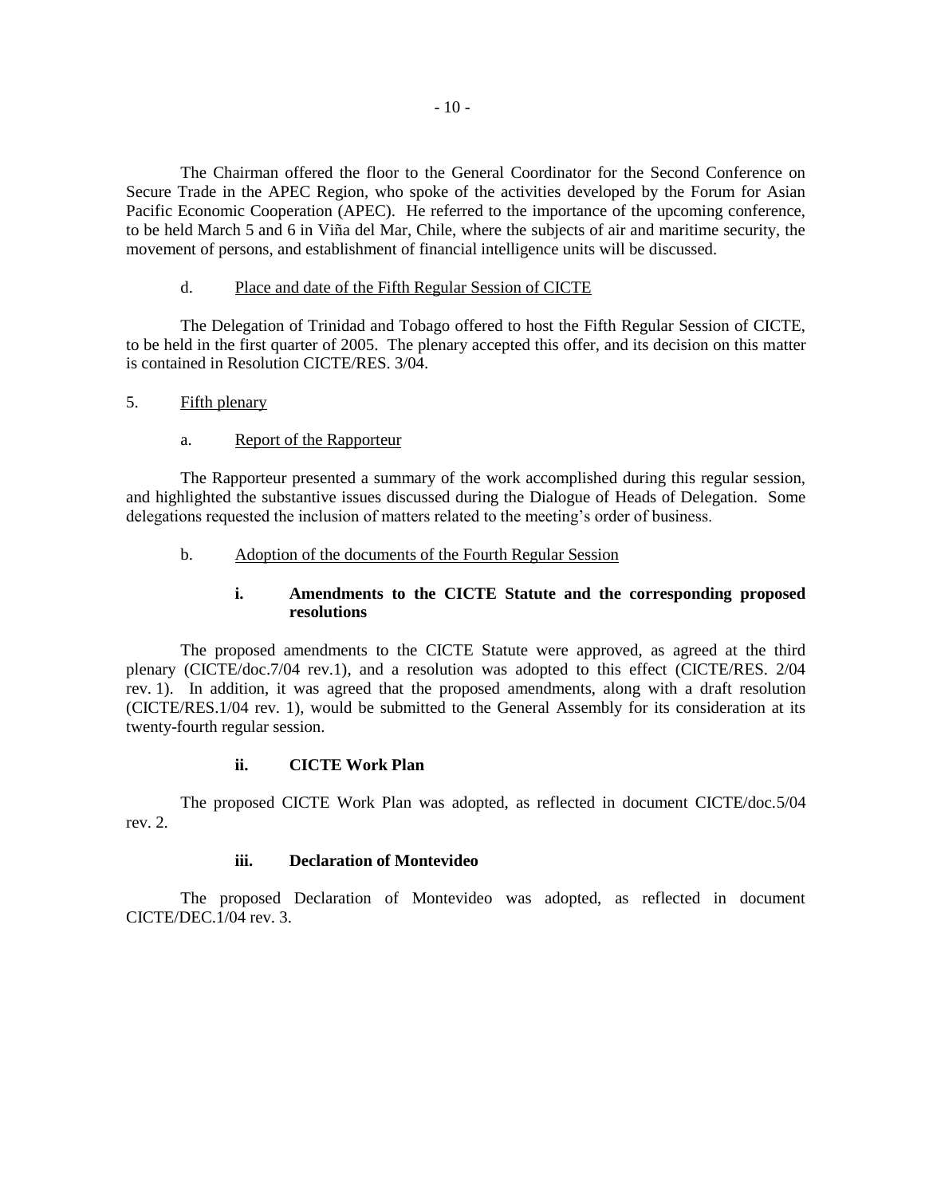The Chairman offered the floor to the General Coordinator for the Second Conference on Secure Trade in the APEC Region, who spoke of the activities developed by the Forum for Asian Pacific Economic Cooperation (APEC). He referred to the importance of the upcoming conference, to be held March 5 and 6 in Viña del Mar, Chile, where the subjects of air and maritime security, the movement of persons, and establishment of financial intelligence units will be discussed.

d. Place and date of the Fifth Regular Session of CICTE

The Delegation of Trinidad and Tobago offered to host the Fifth Regular Session of CICTE, to be held in the first quarter of 2005. The plenary accepted this offer, and its decision on this matter is contained in Resolution CICTE/RES. 3/04.

5. Fifth plenary

a. Report of the Rapporteur

The Rapporteur presented a summary of the work accomplished during this regular session, and highlighted the substantive issues discussed during the Dialogue of Heads of Delegation. Some delegations requested the inclusion of matters related to the meeting's order of business.

b. Adoption of the documents of the Fourth Regular Session

**i. Amendments to the CICTE Statute and the corresponding proposed resolutions**

The proposed amendments to the CICTE Statute were approved, as agreed at the third plenary (CICTE/doc.7/04 rev.1), and a resolution was adopted to this effect (CICTE/RES. 2/04 rev. 1). In addition, it was agreed that the proposed amendments, along with a draft resolution (CICTE/RES.1/04 rev. 1), would be submitted to the General Assembly for its consideration at its twenty-fourth regular session.

**ii. CICTE Work Plan**

The proposed CICTE Work Plan was adopted, as reflected in document CICTE/doc.5/04 rev. 2.

**iii. Declaration of Montevideo**

The proposed Declaration of Montevideo was adopted, as reflected in document CICTE/DEC.1/04 rev. 3.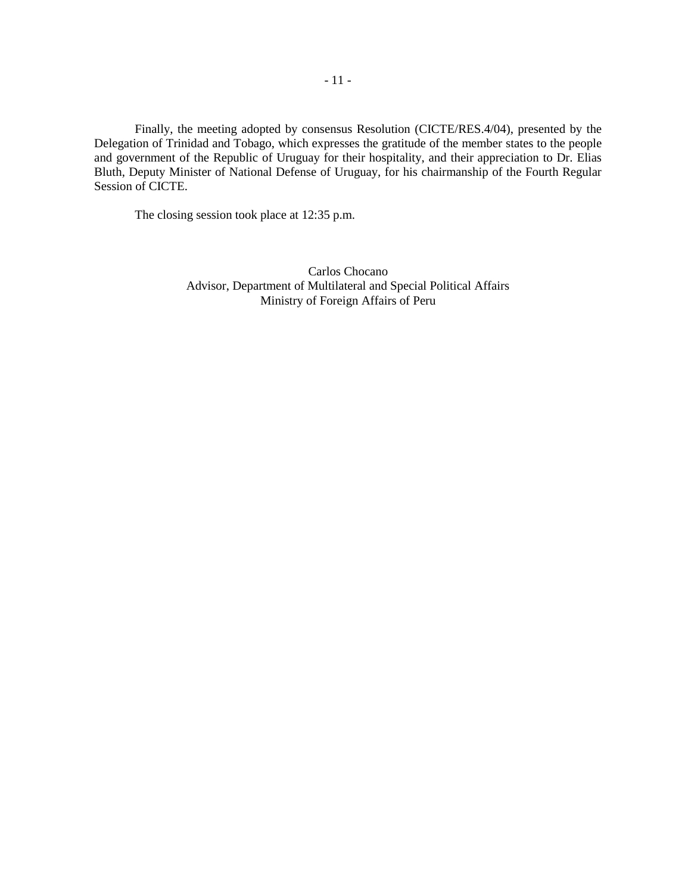Finally, the meeting adopted by consensus Resolution (CICTE/RES.4/04), presented by the Delegation of Trinidad and Tobago, which expresses the gratitude of the member states to the people and government of the Republic of Uruguay for their hospitality, and their appreciation to Dr. Elias Bluth, Deputy Minister of National Defense of Uruguay, for his chairmanship of the Fourth Regular Session of CICTE.

The closing session took place at 12:35 p.m.

Carlos Chocano
Advisor, Department of Multilateral and Special Political Affairs
Ministry of Foreign Affairs of Peru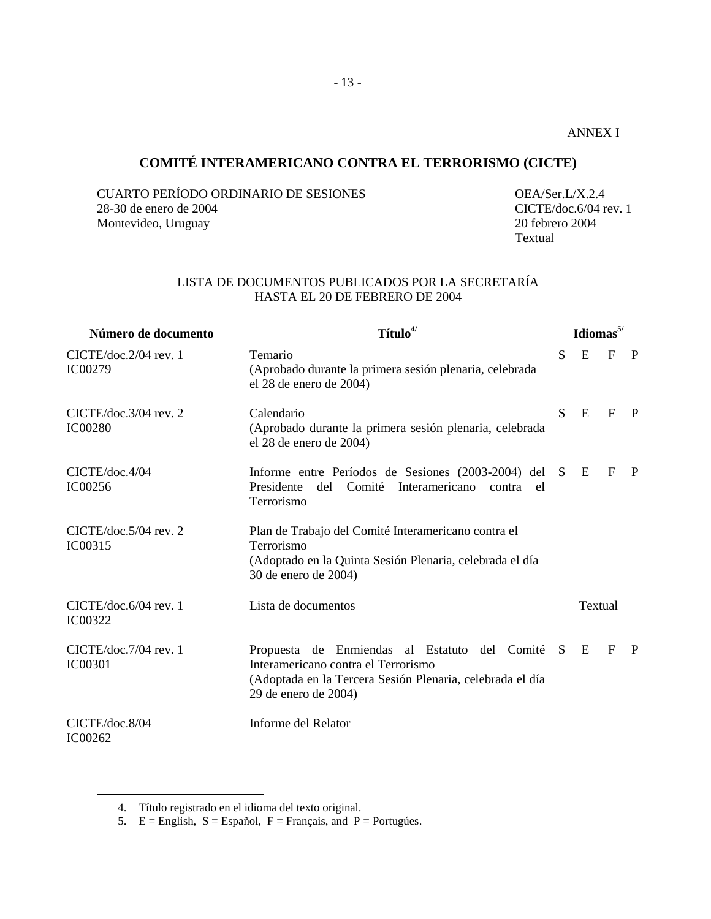ANNEX I

## COMITÉ INTERAMERICANO CONTRA EL TERRORISMO (CICTE)

CUARTO PERÍODO ORDINARIO DE SESIONES
28-30 de enero de 2004
Montevideo, Uruguay

OEA/Ser.L/X.2.4
CICTE/doc.6/04 rev. 1
20 febrero 2004
Textual

LISTA DE DOCUMENTOS PUBLICADOS POR LA SECRETARÍA
HASTA EL 20 DE FEBRERO DE 2004

| Número de documento | Título[4/] | Idiomas[5/] | | | |
|---|---|---|---|---|---|
| CICTE/doc.2/04 rev. 1<br>IC00279 | Temario<br>(Aprobado durante la primera sesión plenaria, celebrada el 28 de enero de 2004) | S | E | F | P |
| CICTE/doc.3/04 rev. 2<br>IC00280 | Calendario<br>(Aprobado durante la primera sesión plenaria, celebrada el 28 de enero de 2004) | S | E | F | P |
| CICTE/doc.4/04<br>IC00256 | Informe entre Períodos de Sesiones (2003-2004) del Presidente del Comité Interamericano contra el Terrorismo | S | E | F | P |
| CICTE/doc.5/04 rev. 2<br>IC00315 | Plan de Trabajo del Comité Interamericano contra el Terrorismo<br>(Adoptado en la Quinta Sesión Plenaria, celebrada el día 30 de enero de 2004) | | | | |
| CICTE/doc.6/04 rev. 1<br>IC00322 | Lista de documentos | Textual | | | |
| CICTE/doc.7/04 rev. 1<br>IC00301 | Propuesta de Enmiendas al Estatuto del Comité Interamericano contra el Terrorismo<br>(Adoptada en la Tercera Sesión Plenaria, celebrada el día 29 de enero de 2004) | S | E | F | P |
| CICTE/doc.8/04<br>IC00262 | Informe del Relator | | | | |

4. Título registrado en el idioma del texto original.
5. E = English, S = Español, F = Français, and P = Portugúes.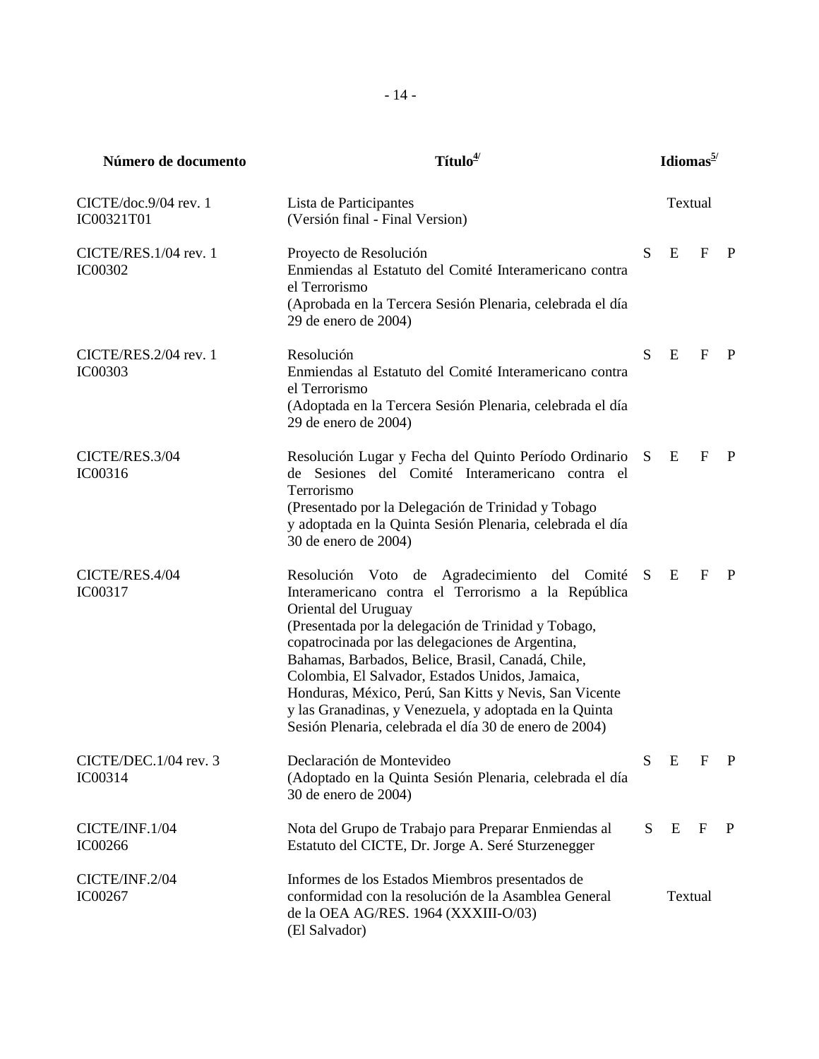| Número de documento | Título[4/] | Idiomas[5/] | | | |
|---|---|---|---|---|---|
| CICTE/doc.9/04 rev. 1<br>IC00321T01 | Lista de Participantes<br>(Versión final - Final Version) | Textual | | | |
| CICTE/RES.1/04 rev. 1<br>IC00302 | Proyecto de Resolución<br>Enmiendas al Estatuto del Comité Interamericano contra el Terrorismo<br>(Aprobada en la Tercera Sesión Plenaria, celebrada el día 29 de enero de 2004) | S | E | F | P |
| CICTE/RES.2/04 rev. 1<br>IC00303 | Resolución<br>Enmiendas al Estatuto del Comité Interamericano contra el Terrorismo<br>(Adoptada en la Tercera Sesión Plenaria, celebrada el día 29 de enero de 2004) | S | E | F | P |
| CICTE/RES.3/04<br>IC00316 | Resolución Lugar y Fecha del Quinto Período Ordinario de Sesiones del Comité Interamericano contra el Terrorismo<br>(Presentado por la Delegación de Trinidad y Tobago y adoptada en la Quinta Sesión Plenaria, celebrada el día 30 de enero de 2004) | S | E | F | P |
| CICTE/RES.4/04<br>IC00317 | Resolución Voto de Agradecimiento del Comité Interamericano contra el Terrorismo a la República Oriental del Uruguay<br>(Presentada por la delegación de Trinidad y Tobago, copatrocinada por las delegaciones de Argentina, Bahamas, Barbados, Belice, Brasil, Canadá, Chile, Colombia, El Salvador, Estados Unidos, Jamaica, Honduras, México, Perú, San Kitts y Nevis, San Vicente y las Granadinas, y Venezuela, y adoptada en la Quinta Sesión Plenaria, celebrada el día 30 de enero de 2004) | S | E | F | P |
| CICTE/DEC.1/04 rev. 3<br>IC00314 | Declaración de Montevideo<br>(Adoptado en la Quinta Sesión Plenaria, celebrada el día 30 de enero de 2004) | S | E | F | P |
| CICTE/INF.1/04<br>IC00266 | Nota del Grupo de Trabajo para Preparar Enmiendas al Estatuto del CICTE, Dr. Jorge A. Seré Sturzenegger | S | E | F | P |
| CICTE/INF.2/04<br>IC00267 | Informes de los Estados Miembros presentados de conformidad con la resolución de la Asamblea General de la OEA AG/RES. 1964 (XXXIII-O/03)<br>(El Salvador) | Textual | | | |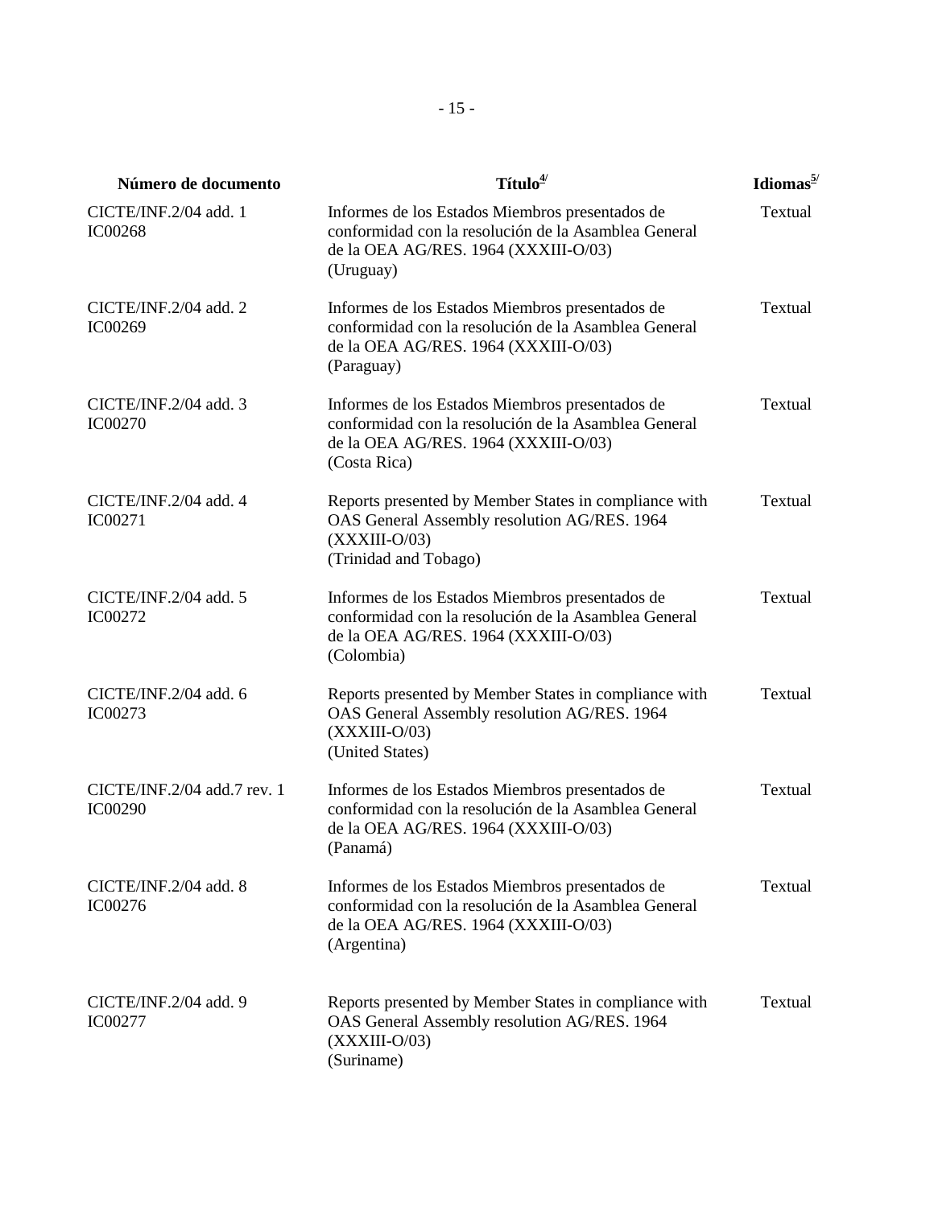| Número de documento | Título[4/] | Idiomas[5/] |
|---|---|---|
| CICTE/INF.2/04 add. 1<br>IC00268 | Informes de los Estados Miembros presentados de conformidad con la resolución de la Asamblea General de la OEA AG/RES. 1964 (XXXIII-O/03)<br>(Uruguay) | Textual |
| CICTE/INF.2/04 add. 2<br>IC00269 | Informes de los Estados Miembros presentados de conformidad con la resolución de la Asamblea General de la OEA AG/RES. 1964 (XXXIII-O/03)<br>(Paraguay) | Textual |
| CICTE/INF.2/04 add. 3<br>IC00270 | Informes de los Estados Miembros presentados de conformidad con la resolución de la Asamblea General de la OEA AG/RES. 1964 (XXXIII-O/03)<br>(Costa Rica) | Textual |
| CICTE/INF.2/04 add. 4<br>IC00271 | Reports presented by Member States in compliance with OAS General Assembly resolution AG/RES. 1964 (XXXIII-O/03)<br>(Trinidad and Tobago) | Textual |
| CICTE/INF.2/04 add. 5<br>IC00272 | Informes de los Estados Miembros presentados de conformidad con la resolución de la Asamblea General de la OEA AG/RES. 1964 (XXXIII-O/03)<br>(Colombia) | Textual |
| CICTE/INF.2/04 add. 6<br>IC00273 | Reports presented by Member States in compliance with OAS General Assembly resolution AG/RES. 1964 (XXXIII-O/03)<br>(United States) | Textual |
| CICTE/INF.2/04 add.7 rev. 1<br>IC00290 | Informes de los Estados Miembros presentados de conformidad con la resolución de la Asamblea General de la OEA AG/RES. 1964 (XXXIII-O/03)<br>(Panamá) | Textual |
| CICTE/INF.2/04 add. 8<br>IC00276 | Informes de los Estados Miembros presentados de conformidad con la resolución de la Asamblea General de la OEA AG/RES. 1964 (XXXIII-O/03)<br>(Argentina) | Textual |
| CICTE/INF.2/04 add. 9<br>IC00277 | Reports presented by Member States in compliance with OAS General Assembly resolution AG/RES. 1964 (XXXIII-O/03)<br>(Suriname) | Textual |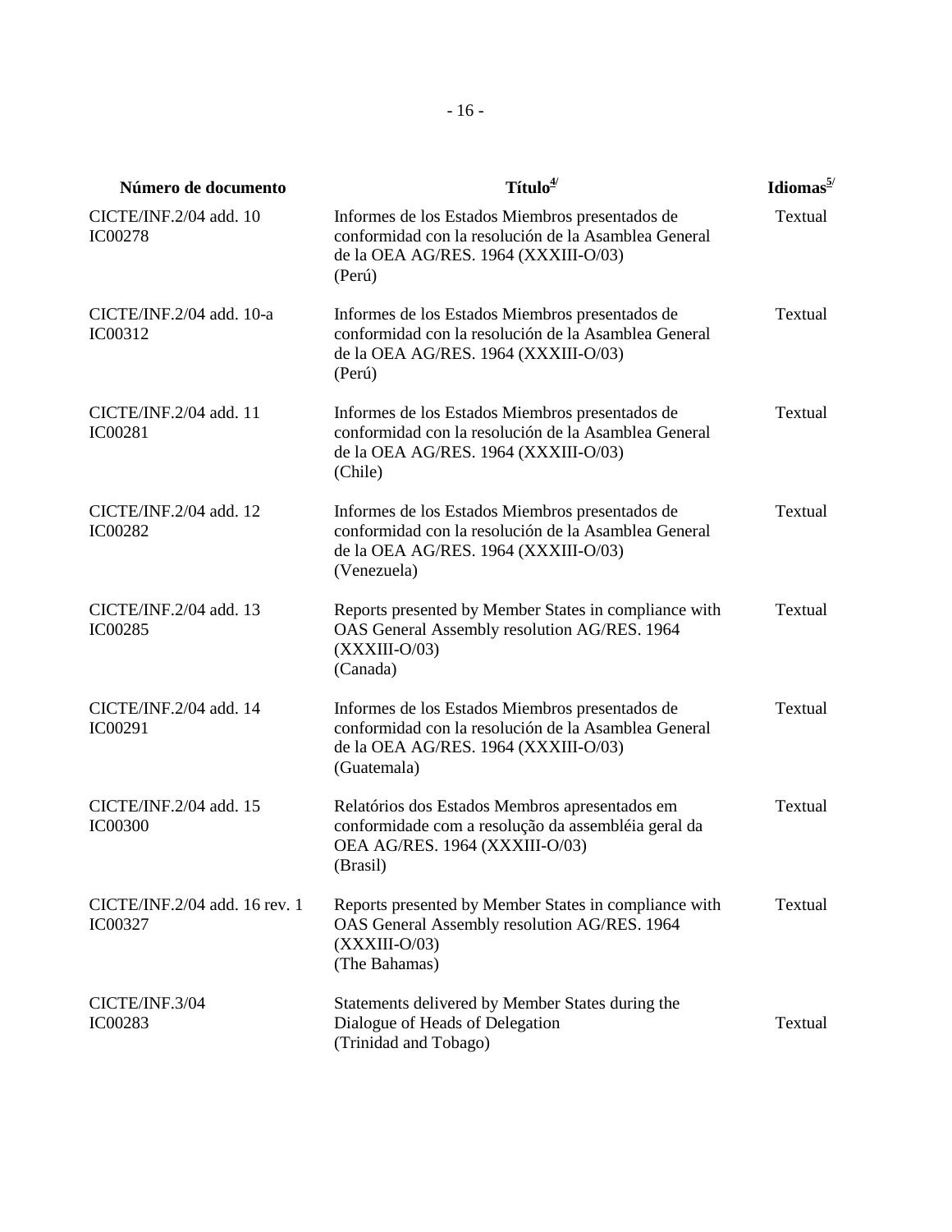| Número de documento | Título[4/] | Idiomas[5/] |
|---|---|---|
| CICTE/INF.2/04 add. 10<br>IC00278 | Informes de los Estados Miembros presentados de conformidad con la resolución de la Asamblea General de la OEA AG/RES. 1964 (XXXIII-O/03)<br>(Perú) | Textual |
| CICTE/INF.2/04 add. 10-a<br>IC00312 | Informes de los Estados Miembros presentados de conformidad con la resolución de la Asamblea General de la OEA AG/RES. 1964 (XXXIII-O/03)<br>(Perú) | Textual |
| CICTE/INF.2/04 add. 11<br>IC00281 | Informes de los Estados Miembros presentados de conformidad con la resolución de la Asamblea General de la OEA AG/RES. 1964 (XXXIII-O/03)<br>(Chile) | Textual |
| CICTE/INF.2/04 add. 12<br>IC00282 | Informes de los Estados Miembros presentados de conformidad con la resolución de la Asamblea General de la OEA AG/RES. 1964 (XXXIII-O/03)<br>(Venezuela) | Textual |
| CICTE/INF.2/04 add. 13<br>IC00285 | Reports presented by Member States in compliance with OAS General Assembly resolution AG/RES. 1964 (XXXIII-O/03)<br>(Canada) | Textual |
| CICTE/INF.2/04 add. 14<br>IC00291 | Informes de los Estados Miembros presentados de conformidad con la resolución de la Asamblea General de la OEA AG/RES. 1964 (XXXIII-O/03)<br>(Guatemala) | Textual |
| CICTE/INF.2/04 add. 15<br>IC00300 | Relatórios dos Estados Membros apresentados em conformidade com a resolução da assembléia geral da OEA AG/RES. 1964 (XXXIII-O/03)<br>(Brasil) | Textual |
| CICTE/INF.2/04 add. 16 rev. 1<br>IC00327 | Reports presented by Member States in compliance with OAS General Assembly resolution AG/RES. 1964 (XXXIII-O/03)<br>(The Bahamas) | Textual |
| CICTE/INF.3/04<br>IC00283 | Statements delivered by Member States during the Dialogue of Heads of Delegation<br>(Trinidad and Tobago) | Textual |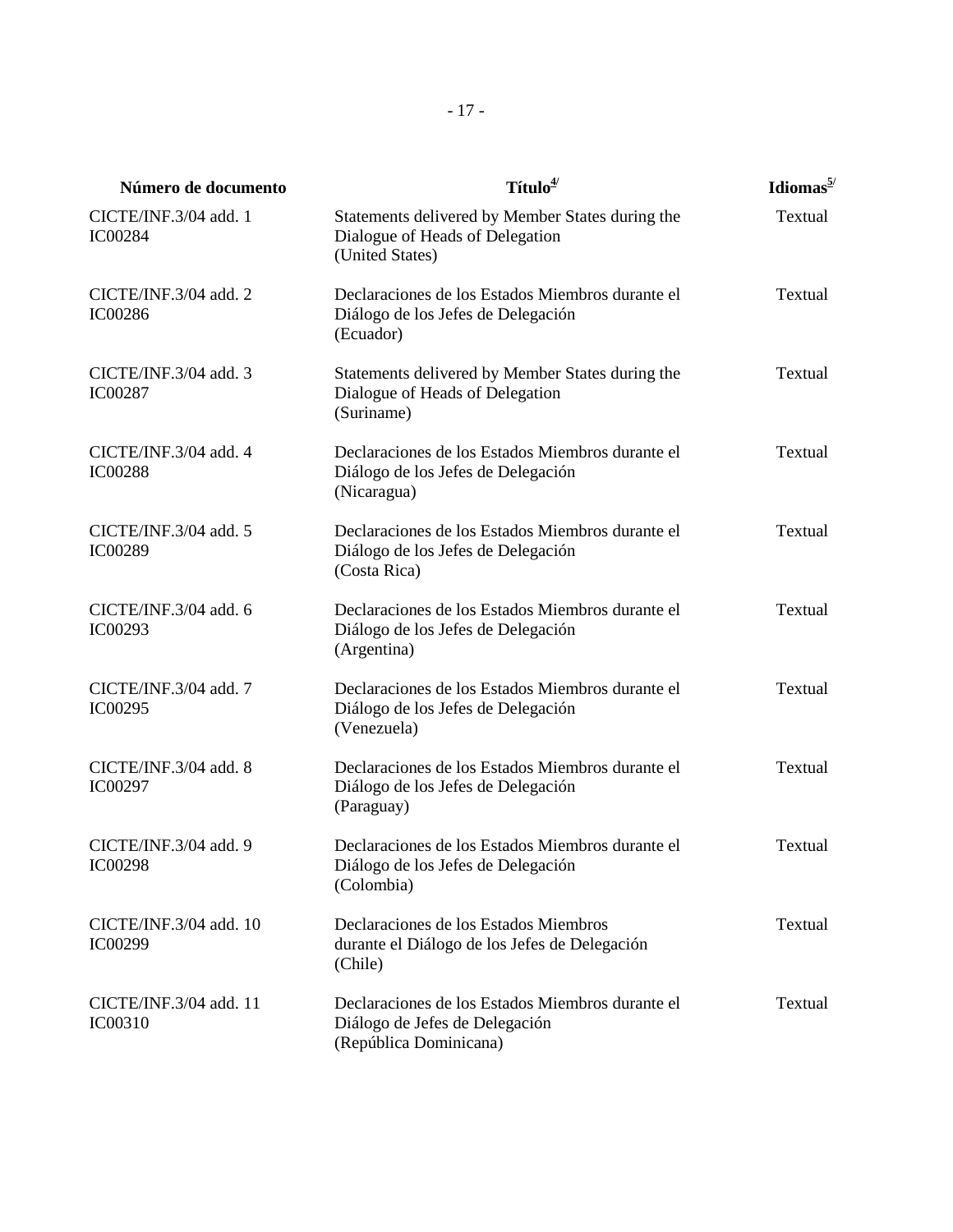| Número de documento | Título[4] | Idiomas[5] |
|---|---|---|
| CICTE/INF.3/04 add. 1<br>IC00284 | Statements delivered by Member States during the Dialogue of Heads of Delegation<br>(United States) | Textual |
| CICTE/INF.3/04 add. 2<br>IC00286 | Declaraciones de los Estados Miembros durante el Diálogo de los Jefes de Delegación<br>(Ecuador) | Textual |
| CICTE/INF.3/04 add. 3<br>IC00287 | Statements delivered by Member States during the Dialogue of Heads of Delegation<br>(Suriname) | Textual |
| CICTE/INF.3/04 add. 4<br>IC00288 | Declaraciones de los Estados Miembros durante el Diálogo de los Jefes de Delegación<br>(Nicaragua) | Textual |
| CICTE/INF.3/04 add. 5<br>IC00289 | Declaraciones de los Estados Miembros durante el Diálogo de los Jefes de Delegación<br>(Costa Rica) | Textual |
| CICTE/INF.3/04 add. 6<br>IC00293 | Declaraciones de los Estados Miembros durante el Diálogo de los Jefes de Delegación<br>(Argentina) | Textual |
| CICTE/INF.3/04 add. 7<br>IC00295 | Declaraciones de los Estados Miembros durante el Diálogo de los Jefes de Delegación<br>(Venezuela) | Textual |
| CICTE/INF.3/04 add. 8<br>IC00297 | Declaraciones de los Estados Miembros durante el Diálogo de los Jefes de Delegación<br>(Paraguay) | Textual |
| CICTE/INF.3/04 add. 9<br>IC00298 | Declaraciones de los Estados Miembros durante el Diálogo de los Jefes de Delegación<br>(Colombia) | Textual |
| CICTE/INF.3/04 add. 10<br>IC00299 | Declaraciones de los Estados Miembros durante el Diálogo de los Jefes de Delegación<br>(Chile) | Textual |
| CICTE/INF.3/04 add. 11<br>IC00310 | Declaraciones de los Estados Miembros durante el Diálogo de Jefes de Delegación<br>(República Dominicana) | Textual |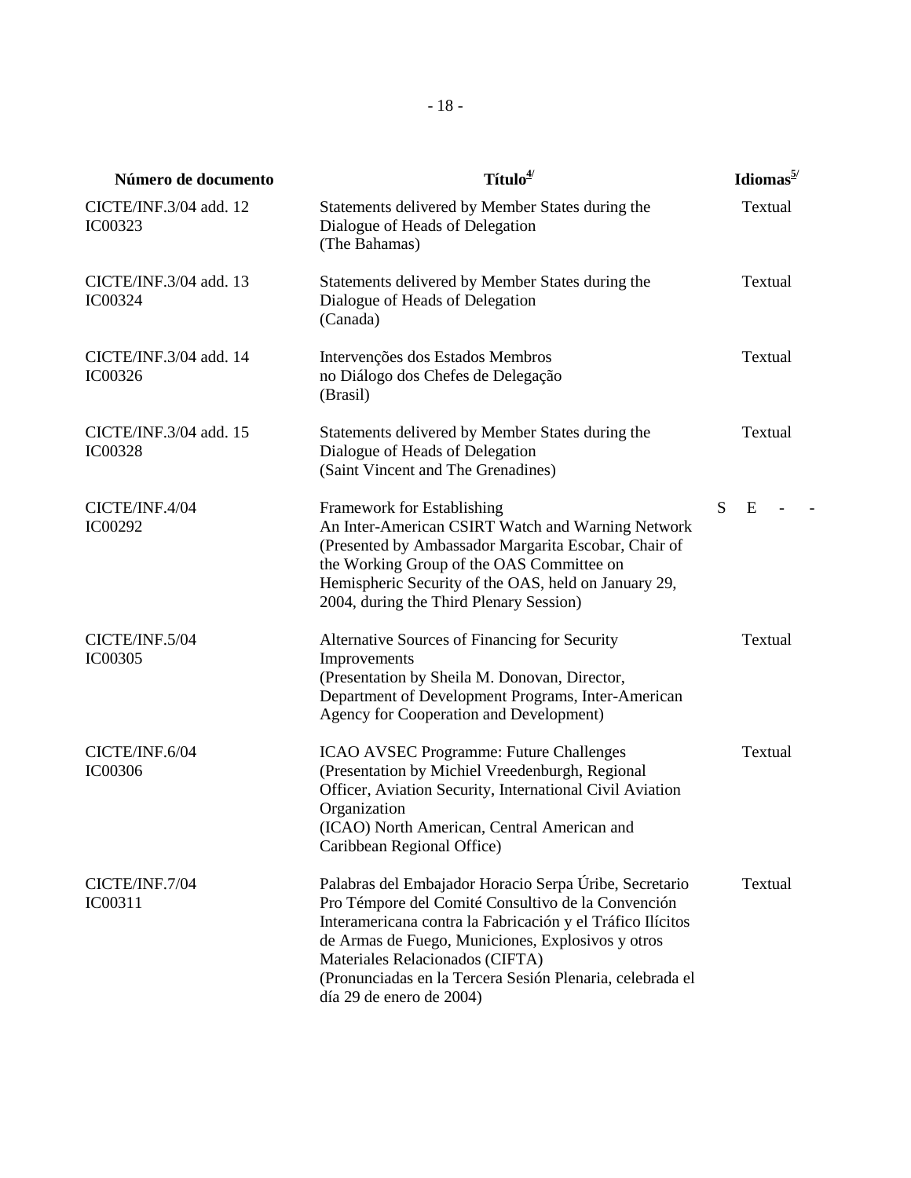| Número de documento | Título[4/] | Idiomas[5/] |
|---|---|---|
| CICTE/INF.3/04 add. 12<br>IC00323 | Statements delivered by Member States during the Dialogue of Heads of Delegation<br>(The Bahamas) | Textual |
| CICTE/INF.3/04 add. 13<br>IC00324 | Statements delivered by Member States during the Dialogue of Heads of Delegation<br>(Canada) | Textual |
| CICTE/INF.3/04 add. 14<br>IC00326 | Intervenções dos Estados Membros no Diálogo dos Chefes de Delegação<br>(Brasil) | Textual |
| CICTE/INF.3/04 add. 15<br>IC00328 | Statements delivered by Member States during the Dialogue of Heads of Delegation<br>(Saint Vincent and The Grenadines) | Textual |
| CICTE/INF.4/04<br>IC00292 | Framework for Establishing An Inter-American CSIRT Watch and Warning Network<br>(Presented by Ambassador Margarita Escobar, Chair of the Working Group of the OAS Committee on Hemispheric Security of the OAS, held on January 29, 2004, during the Third Plenary Session) | S E - - |
| CICTE/INF.5/04<br>IC00305 | Alternative Sources of Financing for Security Improvements<br>(Presentation by Sheila M. Donovan, Director, Department of Development Programs, Inter-American Agency for Cooperation and Development) | Textual |
| CICTE/INF.6/04<br>IC00306 | ICAO AVSEC Programme: Future Challenges<br>(Presentation by Michiel Vreedenburgh, Regional Officer, Aviation Security, International Civil Aviation Organization<br>(ICAO) North American, Central American and Caribbean Regional Office) | Textual |
| CICTE/INF.7/04<br>IC00311 | Palabras del Embajador Horacio Serpa Úribe, Secretario Pro Témpore del Comité Consultivo de la Convención Interamericana contra la Fabricación y el Tráfico Ilícitos de Armas de Fuego, Municiones, Explosivos y otros Materiales Relacionados (CIFTA)<br>(Pronunciadas en la Tercera Sesión Plenaria, celebrada el día 29 de enero de 2004) | Textual |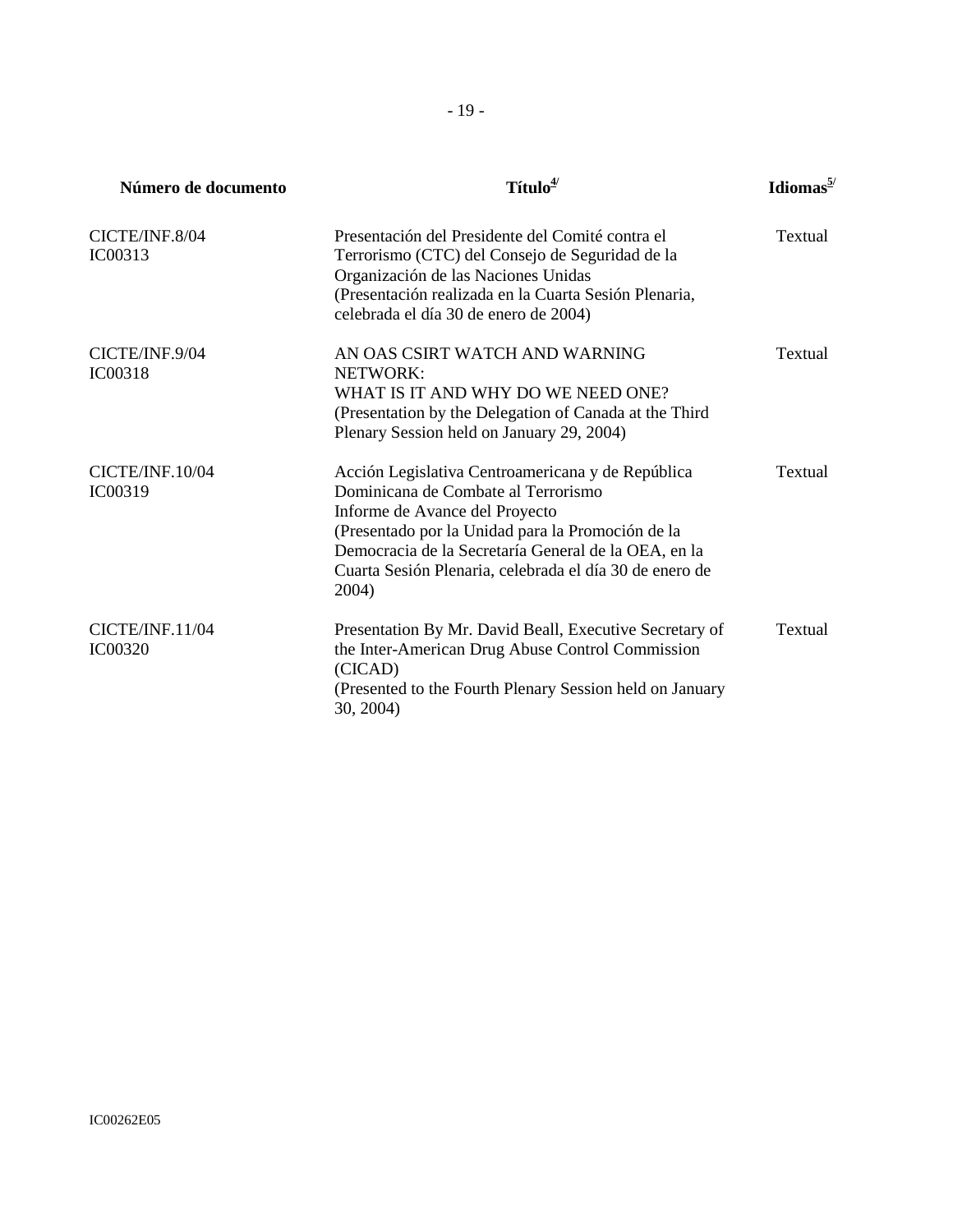| Número de documento | Título[4/] | Idiomas[5/] |
|---|---|---|
| CICTE/INF.8/04<br>IC00313 | Presentación del Presidente del Comité contra el Terrorismo (CTC) del Consejo de Seguridad de la Organización de las Naciones Unidas<br>(Presentación realizada en la Cuarta Sesión Plenaria, celebrada el día 30 de enero de 2004) | Textual |
| CICTE/INF.9/04<br>IC00318 | AN OAS CSIRT WATCH AND WARNING NETWORK:<br>WHAT IS IT AND WHY DO WE NEED ONE?<br>(Presentation by the Delegation of Canada at the Third Plenary Session held on January 29, 2004) | Textual |
| CICTE/INF.10/04<br>IC00319 | Acción Legislativa Centroamericana y de República Dominicana de Combate al Terrorismo<br>Informe de Avance del Proyecto<br>(Presentado por la Unidad para la Promoción de la Democracia de la Secretaría General de la OEA, en la Cuarta Sesión Plenaria, celebrada el día 30 de enero de 2004) | Textual |
| CICTE/INF.11/04<br>IC00320 | Presentation By Mr. David Beall, Executive Secretary of the Inter-American Drug Abuse Control Commission (CICAD)<br>(Presented to the Fourth Plenary Session held on January 30, 2004) | Textual |

IC00262E05